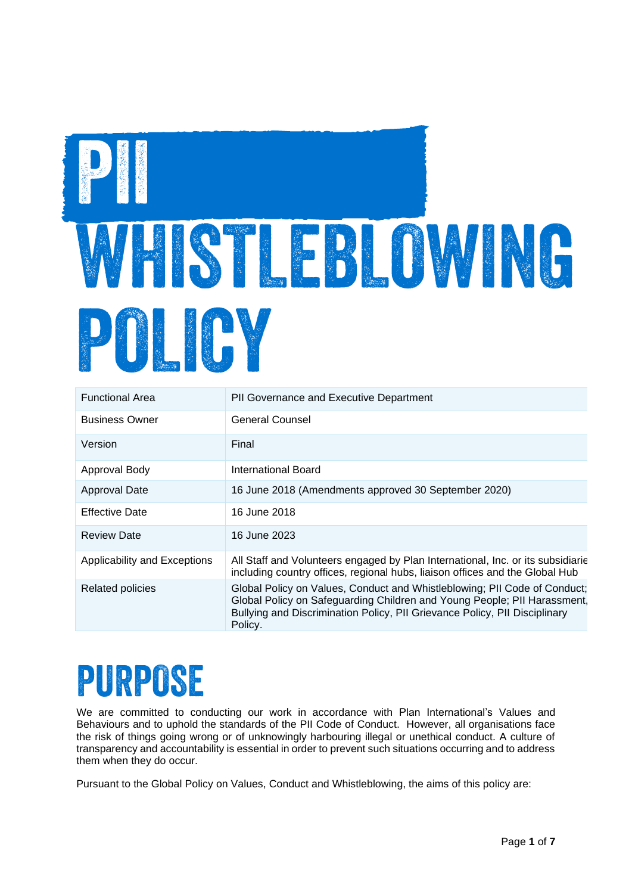# PII WHISTLEBLOWING POLICY

| Functional Area | PII Governance and Executive Department |
|---|---|
| Business Owner | General Counsel |
| Version | Final |
| Approval Body | International Board |
| Approval Date | 16 June 2018 (Amendments approved 30 September 2020) |
| Effective Date | 16 June 2018 |
| Review Date | 16 June 2023 |
| Applicability and Exceptions | All Staff and Volunteers engaged by Plan International, Inc. or its subsidiarie including country offices, regional hubs, liaison offices and the Global Hub |
| Related policies | Global Policy on Values, Conduct and Whistleblowing; PII Code of Conduct; Global Policy on Safeguarding Children and Young People; PII Harassment, Bullying and Discrimination Policy, PII Grievance Policy, PII Disciplinary Policy. |

# PURPOSE

We are committed to conducting our work in accordance with Plan International's Values and Behaviours and to uphold the standards of the PII Code of Conduct. However, all organisations face the risk of things going wrong or of unknowingly harbouring illegal or unethical conduct. A culture of transparency and accountability is essential in order to prevent such situations occurring and to address them when they do occur.

Pursuant to the Global Policy on Values, Conduct and Whistleblowing, the aims of this policy are: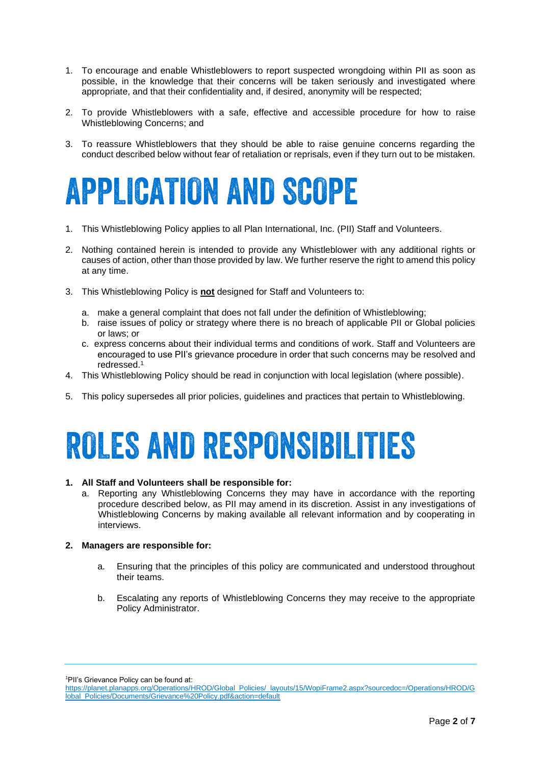1. To encourage and enable Whistleblowers to report suspected wrongdoing within PII as soon as possible, in the knowledge that their concerns will be taken seriously and investigated where appropriate, and that their confidentiality and, if desired, anonymity will be respected;

2. To provide Whistleblowers with a safe, effective and accessible procedure for how to raise Whistleblowing Concerns; and

3. To reassure Whistleblowers that they should be able to raise genuine concerns regarding the conduct described below without fear of retaliation or reprisals, even if they turn out to be mistaken.

# APPLICATION AND SCOPE

1. This Whistleblowing Policy applies to all Plan International, Inc. (PII) Staff and Volunteers.

2. Nothing contained herein is intended to provide any Whistleblower with any additional rights or causes of action, other than those provided by law. We further reserve the right to amend this policy at any time.

3. This Whistleblowing Policy is **not** designed for Staff and Volunteers to:

    a. make a general complaint that does not fall under the definition of Whistleblowing;
    b. raise issues of policy or strategy where there is no breach of applicable PII or Global policies or laws; or
    c. express concerns about their individual terms and conditions of work. Staff and Volunteers are encouraged to use PII's grievance procedure in order that such concerns may be resolved and redressed.[1]

4. This Whistleblowing Policy should be read in conjunction with local legislation (where possible).

5. This policy supersedes all prior policies, guidelines and practices that pertain to Whistleblowing.

# ROLES AND RESPONSIBILITIES

1. **All Staff and Volunteers shall be responsible for:**
    a. Reporting any Whistleblowing Concerns they may have in accordance with the reporting procedure described below, as PII may amend in its discretion. Assist in any investigations of Whistleblowing Concerns by making available all relevant information and by cooperating in interviews.

2. **Managers are responsible for:**

    a. Ensuring that the principles of this policy are communicated and understood throughout their teams.

    b. Escalating any reports of Whistleblowing Concerns they may receive to the appropriate Policy Administrator.

---

[1] PII's Grievance Policy can be found at: https://planet.planapps.org/Operations/HROD/Global_Policies/_layouts/15/WopiFrame2.aspx?sourcedoc=/Operations/HROD/Global_Policies/Documents/Grievance%20Policy.pdf&action=default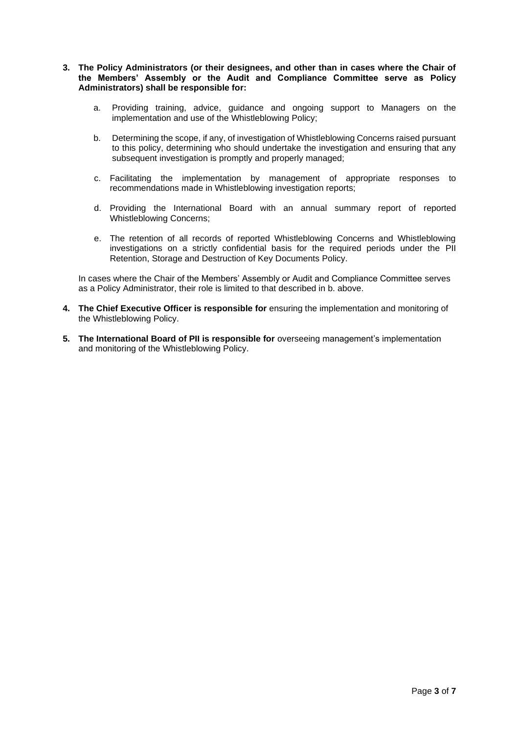3. **The Policy Administrators (or their designees, and other than in cases where the Chair of the Members' Assembly or the Audit and Compliance Committee serve as Policy Administrators) shall be responsible for:**

   a. Providing training, advice, guidance and ongoing support to Managers on the implementation and use of the Whistleblowing Policy;

   b. Determining the scope, if any, of investigation of Whistleblowing Concerns raised pursuant to this policy, determining who should undertake the investigation and ensuring that any subsequent investigation is promptly and properly managed;

   c. Facilitating the implementation by management of appropriate responses to recommendations made in Whistleblowing investigation reports;

   d. Providing the International Board with an annual summary report of reported Whistleblowing Concerns;

   e. The retention of all records of reported Whistleblowing Concerns and Whistleblowing investigations on a strictly confidential basis for the required periods under the PII Retention, Storage and Destruction of Key Documents Policy.

   In cases where the Chair of the Members' Assembly or Audit and Compliance Committee serves as a Policy Administrator, their role is limited to that described in b. above.

4. **The Chief Executive Officer is responsible for** ensuring the implementation and monitoring of the Whistleblowing Policy.

5. **The International Board of PII is responsible for** overseeing management's implementation and monitoring of the Whistleblowing Policy.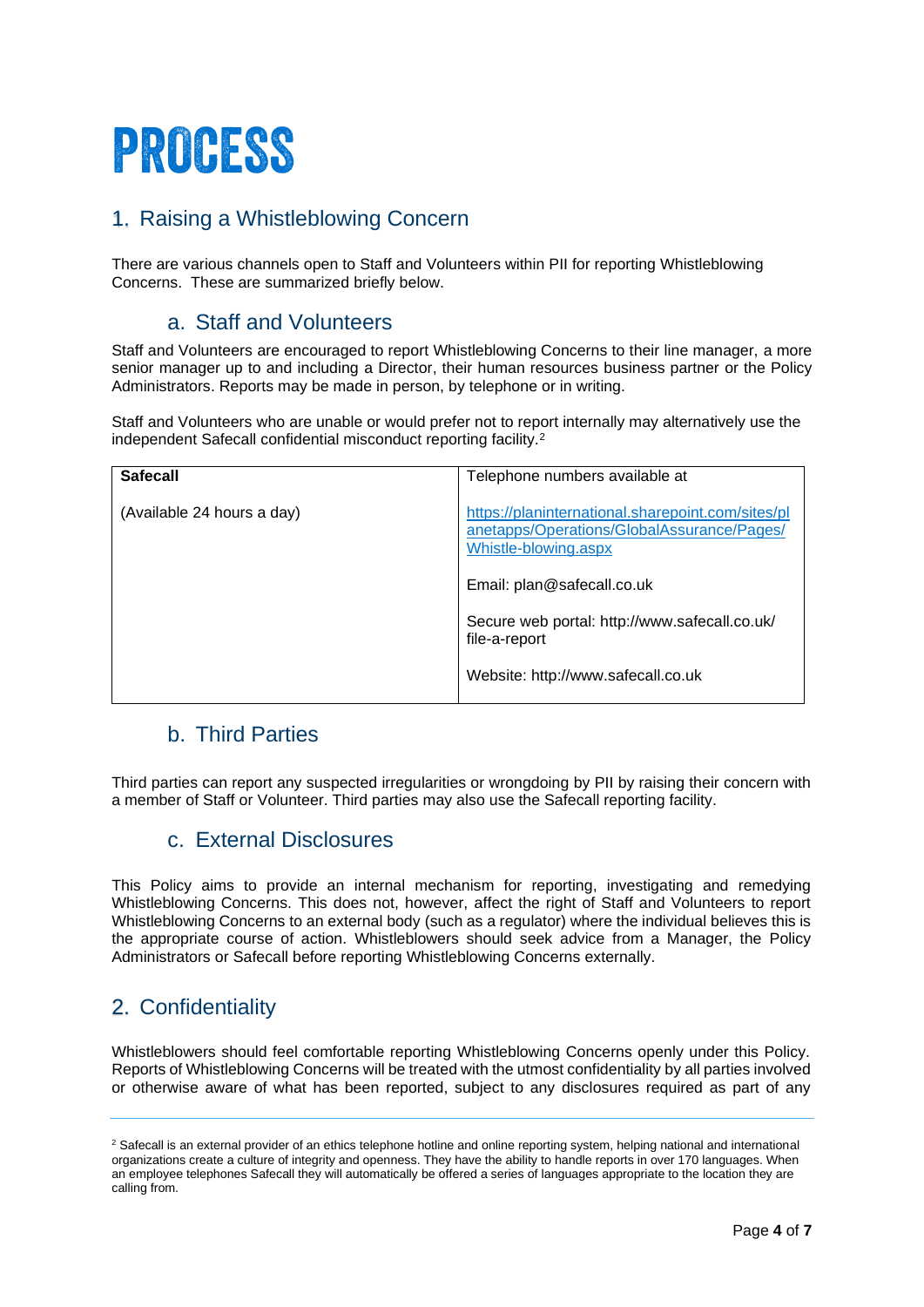# PROCESS

## 1. Raising a Whistleblowing Concern

There are various channels open to Staff and Volunteers within PII for reporting Whistleblowing Concerns. These are summarized briefly below.

### a. Staff and Volunteers

Staff and Volunteers are encouraged to report Whistleblowing Concerns to their line manager, a more senior manager up to and including a Director, their human resources business partner or the Policy Administrators. Reports may be made in person, by telephone or in writing.

Staff and Volunteers who are unable or would prefer not to report internally may alternatively use the independent Safecall confidential misconduct reporting facility.[2]

| **Safecall** | Telephone numbers available at |
|---|---|
| (Available 24 hours a day) | https://planinternational.sharepoint.com/sites/planetapps/Operations/GlobalAssurance/Pages/Whistle-blowing.aspx<br><br>Email: plan@safecall.co.uk<br><br>Secure web portal: http://www.safecall.co.uk/file-a-report<br><br>Website: http://www.safecall.co.uk |

### b. Third Parties

Third parties can report any suspected irregularities or wrongdoing by PII by raising their concern with a member of Staff or Volunteer. Third parties may also use the Safecall reporting facility.

### c. External Disclosures

This Policy aims to provide an internal mechanism for reporting, investigating and remedying Whistleblowing Concerns. This does not, however, affect the right of Staff and Volunteers to report Whistleblowing Concerns to an external body (such as a regulator) where the individual believes this is the appropriate course of action. Whistleblowers should seek advice from a Manager, the Policy Administrators or Safecall before reporting Whistleblowing Concerns externally.

## 2. Confidentiality

Whistleblowers should feel comfortable reporting Whistleblowing Concerns openly under this Policy. Reports of Whistleblowing Concerns will be treated with the utmost confidentiality by all parties involved or otherwise aware of what has been reported, subject to any disclosures required as part of any

[2] Safecall is an external provider of an ethics telephone hotline and online reporting system, helping national and international organizations create a culture of integrity and openness. They have the ability to handle reports in over 170 languages. When an employee telephones Safecall they will automatically be offered a series of languages appropriate to the location they are calling from.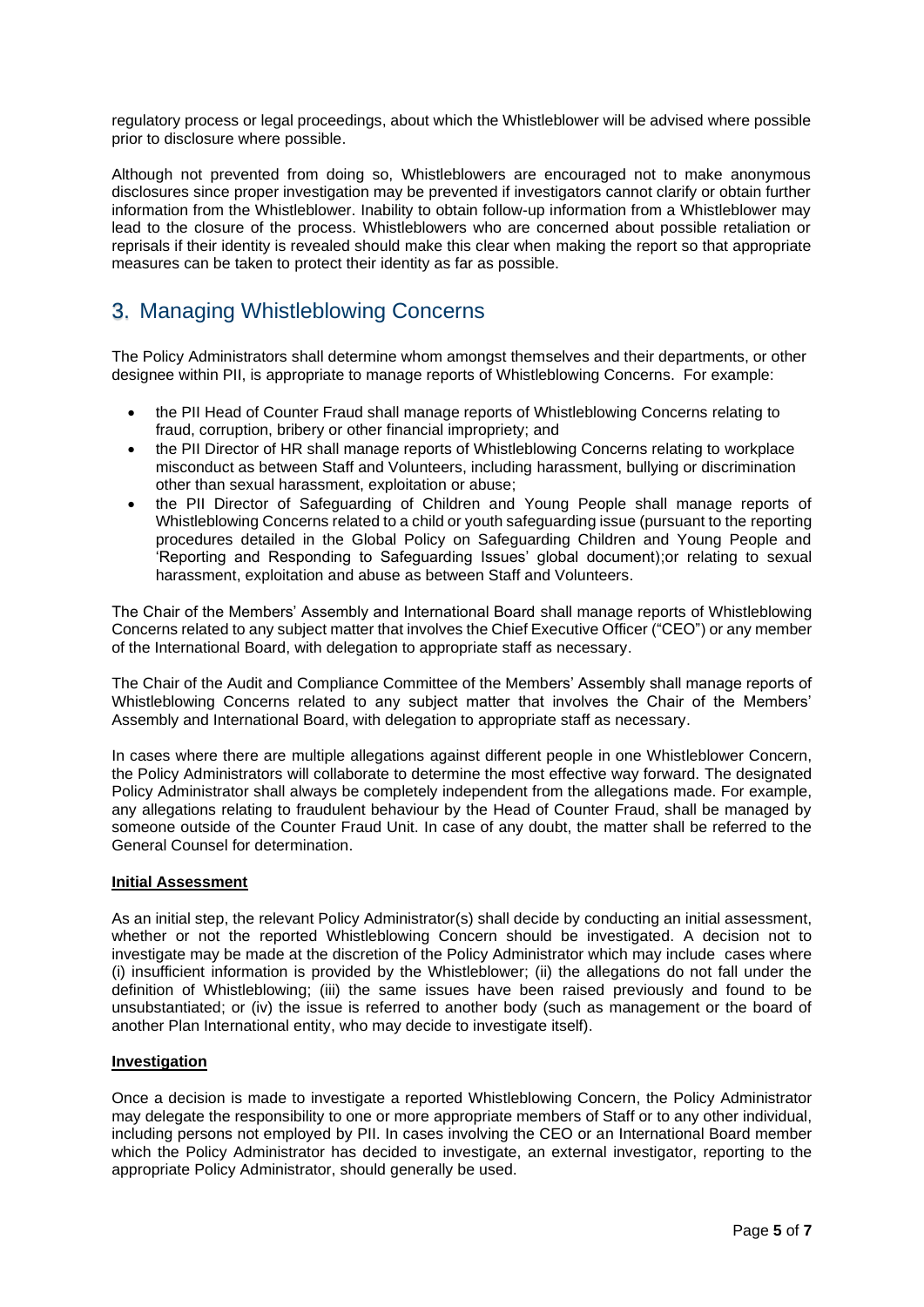regulatory process or legal proceedings, about which the Whistleblower will be advised where possible prior to disclosure where possible.

Although not prevented from doing so, Whistleblowers are encouraged not to make anonymous disclosures since proper investigation may be prevented if investigators cannot clarify or obtain further information from the Whistleblower. Inability to obtain follow-up information from a Whistleblower may lead to the closure of the process. Whistleblowers who are concerned about possible retaliation or reprisals if their identity is revealed should make this clear when making the report so that appropriate measures can be taken to protect their identity as far as possible.

# 3. Managing Whistleblowing Concerns

The Policy Administrators shall determine whom amongst themselves and their departments, or other designee within PII, is appropriate to manage reports of Whistleblowing Concerns. For example:

- the PII Head of Counter Fraud shall manage reports of Whistleblowing Concerns relating to fraud, corruption, bribery or other financial impropriety; and
- the PII Director of HR shall manage reports of Whistleblowing Concerns relating to workplace misconduct as between Staff and Volunteers, including harassment, bullying or discrimination other than sexual harassment, exploitation or abuse;
- the PII Director of Safeguarding of Children and Young People shall manage reports of Whistleblowing Concerns related to a child or youth safeguarding issue (pursuant to the reporting procedures detailed in the Global Policy on Safeguarding Children and Young People and 'Reporting and Responding to Safeguarding Issues' global document);or relating to sexual harassment, exploitation and abuse as between Staff and Volunteers.

The Chair of the Members' Assembly and International Board shall manage reports of Whistleblowing Concerns related to any subject matter that involves the Chief Executive Officer ("CEO") or any member of the International Board, with delegation to appropriate staff as necessary.

The Chair of the Audit and Compliance Committee of the Members' Assembly shall manage reports of Whistleblowing Concerns related to any subject matter that involves the Chair of the Members' Assembly and International Board, with delegation to appropriate staff as necessary.

In cases where there are multiple allegations against different people in one Whistleblower Concern, the Policy Administrators will collaborate to determine the most effective way forward. The designated Policy Administrator shall always be completely independent from the allegations made. For example, any allegations relating to fraudulent behaviour by the Head of Counter Fraud, shall be managed by someone outside of the Counter Fraud Unit. In case of any doubt, the matter shall be referred to the General Counsel for determination.

**Initial Assessment**

As an initial step, the relevant Policy Administrator(s) shall decide by conducting an initial assessment, whether or not the reported Whistleblowing Concern should be investigated. A decision not to investigate may be made at the discretion of the Policy Administrator which may include cases where (i) insufficient information is provided by the Whistleblower; (ii) the allegations do not fall under the definition of Whistleblowing; (iii) the same issues have been raised previously and found to be unsubstantiated; or (iv) the issue is referred to another body (such as management or the board of another Plan International entity, who may decide to investigate itself).

**Investigation**

Once a decision is made to investigate a reported Whistleblowing Concern, the Policy Administrator may delegate the responsibility to one or more appropriate members of Staff or to any other individual, including persons not employed by PII. In cases involving the CEO or an International Board member which the Policy Administrator has decided to investigate, an external investigator, reporting to the appropriate Policy Administrator, should generally be used.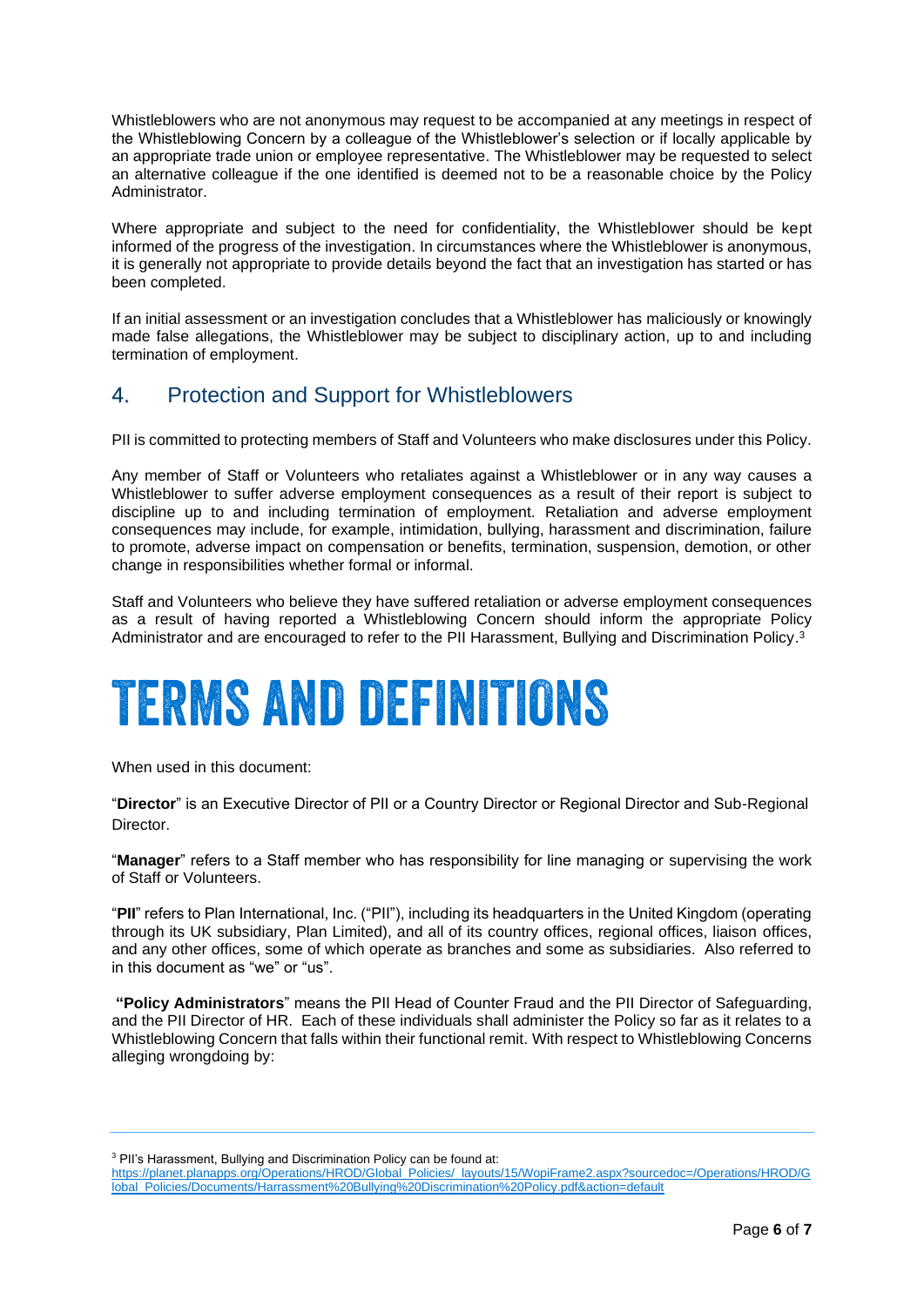Whistleblowers who are not anonymous may request to be accompanied at any meetings in respect of the Whistleblowing Concern by a colleague of the Whistleblower's selection or if locally applicable by an appropriate trade union or employee representative. The Whistleblower may be requested to select an alternative colleague if the one identified is deemed not to be a reasonable choice by the Policy Administrator.

Where appropriate and subject to the need for confidentiality, the Whistleblower should be kept informed of the progress of the investigation. In circumstances where the Whistleblower is anonymous, it is generally not appropriate to provide details beyond the fact that an investigation has started or has been completed.

If an initial assessment or an investigation concludes that a Whistleblower has maliciously or knowingly made false allegations, the Whistleblower may be subject to disciplinary action, up to and including termination of employment.

## 4. Protection and Support for Whistleblowers

PII is committed to protecting members of Staff and Volunteers who make disclosures under this Policy.

Any member of Staff or Volunteers who retaliates against a Whistleblower or in any way causes a Whistleblower to suffer adverse employment consequences as a result of their report is subject to discipline up to and including termination of employment. Retaliation and adverse employment consequences may include, for example, intimidation, bullying, harassment and discrimination, failure to promote, adverse impact on compensation or benefits, termination, suspension, demotion, or other change in responsibilities whether formal or informal.

Staff and Volunteers who believe they have suffered retaliation or adverse employment consequences as a result of having reported a Whistleblowing Concern should inform the appropriate Policy Administrator and are encouraged to refer to the PII Harassment, Bullying and Discrimination Policy.[3]

# TERMS AND DEFINITIONS

When used in this document:

"**Director**" is an Executive Director of PII or a Country Director or Regional Director and Sub-Regional Director.

"**Manager**" refers to a Staff member who has responsibility for line managing or supervising the work of Staff or Volunteers.

"**PII**" refers to Plan International, Inc. ("PII"), including its headquarters in the United Kingdom (operating through its UK subsidiary, Plan Limited), and all of its country offices, regional offices, liaison offices, and any other offices, some of which operate as branches and some as subsidiaries. Also referred to in this document as "we" or "us".

"**Policy Administrators**" means the PII Head of Counter Fraud and the PII Director of Safeguarding, and the PII Director of HR. Each of these individuals shall administer the Policy so far as it relates to a Whistleblowing Concern that falls within their functional remit. With respect to Whistleblowing Concerns alleging wrongdoing by:

---

[3] PII's Harassment, Bullying and Discrimination Policy can be found at: https://planet.planapps.org/Operations/HROD/Global_Policies/_layouts/15/WopiFrame2.aspx?sourcedoc=/Operations/HROD/Global_Policies/Documents/Harrassment%20Bullying%20Discrimination%20Policy.pdf&action=default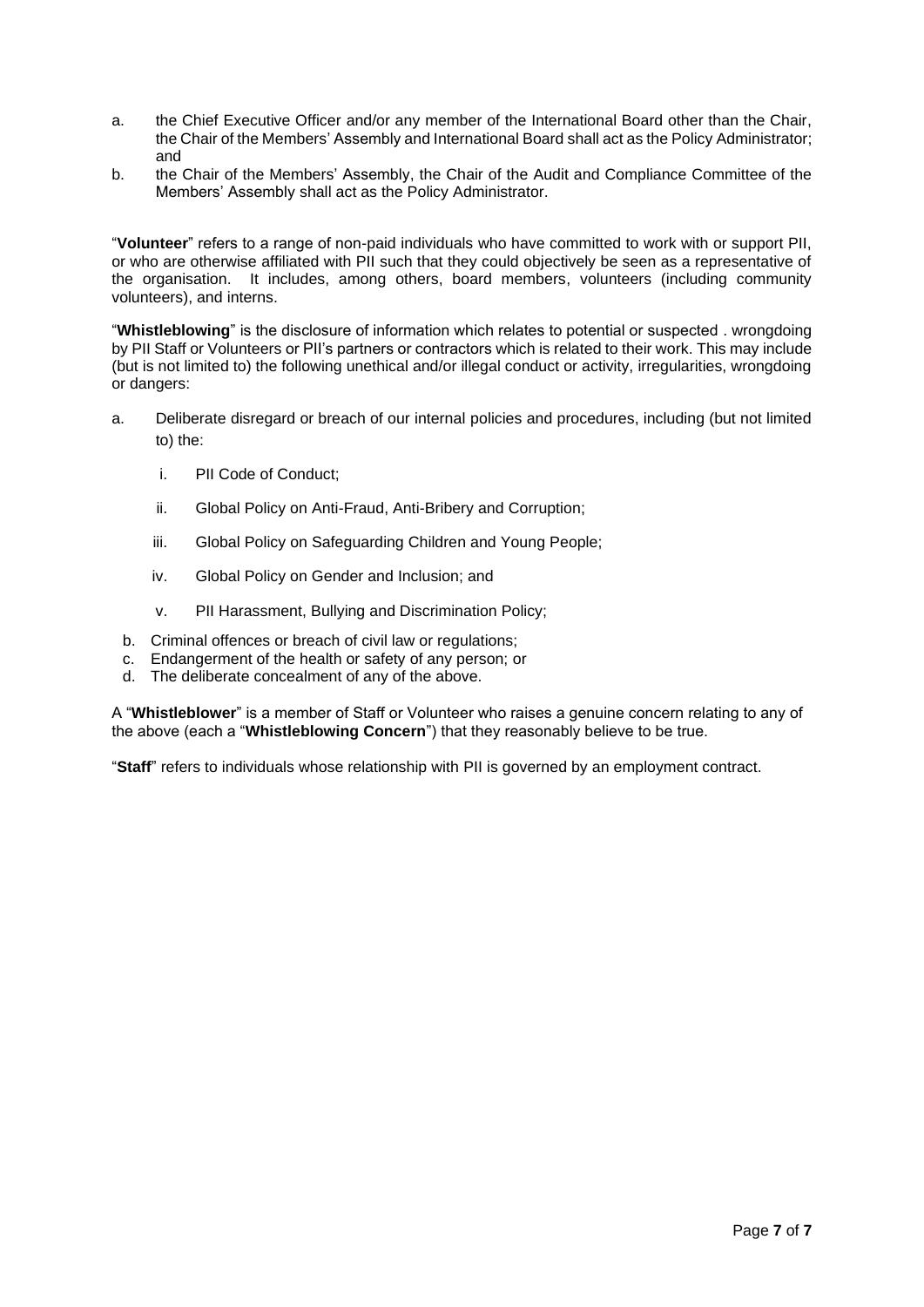a. the Chief Executive Officer and/or any member of the International Board other than the Chair, the Chair of the Members' Assembly and International Board shall act as the Policy Administrator; and
b. the Chair of the Members' Assembly, the Chair of the Audit and Compliance Committee of the Members' Assembly shall act as the Policy Administrator.

"**Volunteer**" refers to a range of non-paid individuals who have committed to work with or support PII, or who are otherwise affiliated with PII such that they could objectively be seen as a representative of the organisation. It includes, among others, board members, volunteers (including community volunteers), and interns.

"**Whistleblowing**" is the disclosure of information which relates to potential or suspected . wrongdoing by PII Staff or Volunteers or PII's partners or contractors which is related to their work. This may include (but is not limited to) the following unethical and/or illegal conduct or activity, irregularities, wrongdoing or dangers:

a. Deliberate disregard or breach of our internal policies and procedures, including (but not limited to) the:
   i. PII Code of Conduct;
   ii. Global Policy on Anti-Fraud, Anti-Bribery and Corruption;
   iii. Global Policy on Safeguarding Children and Young People;
   iv. Global Policy on Gender and Inclusion; and
   v. PII Harassment, Bullying and Discrimination Policy;
b. Criminal offences or breach of civil law or regulations;
c. Endangerment of the health or safety of any person; or
d. The deliberate concealment of any of the above.

A "**Whistleblower**" is a member of Staff or Volunteer who raises a genuine concern relating to any of the above (each a "**Whistleblowing Concern**") that they reasonably believe to be true.

"**Staff**" refers to individuals whose relationship with PII is governed by an employment contract.